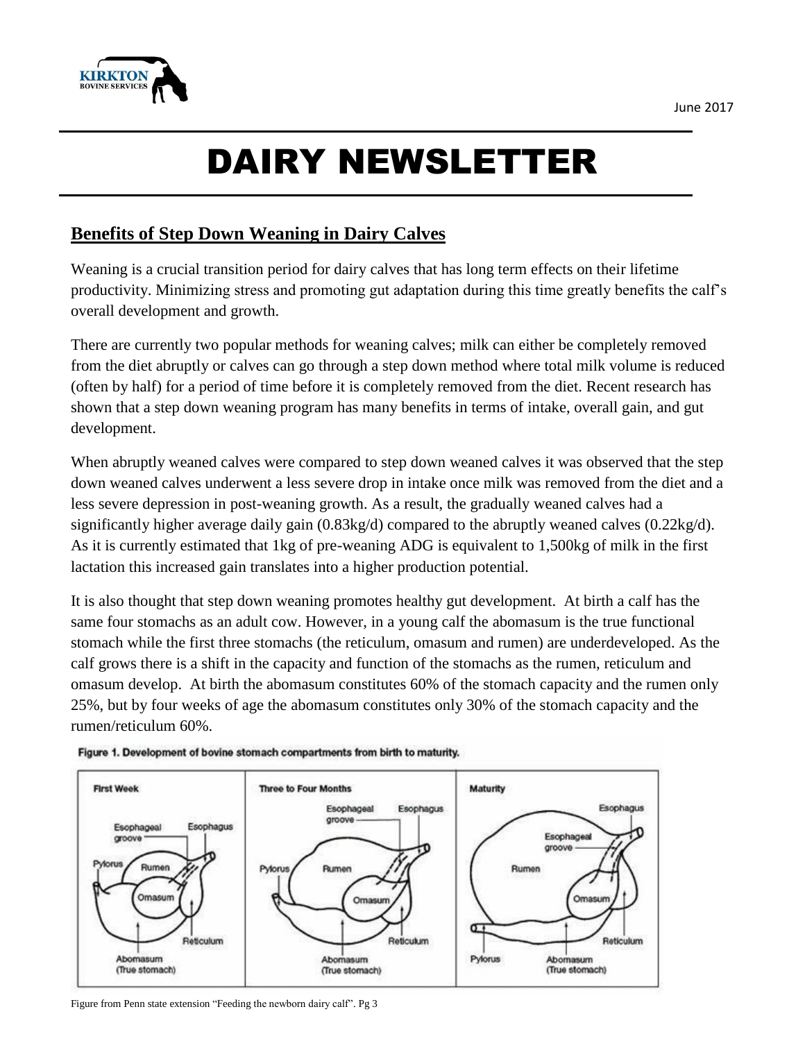June 2017

# DAIRY NEWSLETTER

## Benefits of Step Down Weaning in Dairy Calves

Weaning is a crucial transition period for dairy calves that has long term effects on their lifetime productivity. Minimizing stress and promoting gut adaptation during this time greatly benefits the calf's overall development and growth.

There are currently two popular methods for weaning calves; milk can either be completely removed from the diet abruptly or calves can go through a step down method where total milk volume is reduced (often by half) for a period of time before it is completely removed from the diet. Recent research has shown that a step down weaning program has many benefits in terms of intake, overall gain, and gut development.

When abruptly weaned calves were compared to step down weaned calves it was observed that the step down weaned calves underwent a less severe drop in intake once milk was removed from the diet and a less severe depression in post-weaning growth. As a result, the gradually weaned calves had a significantly higher average daily gain (0.83kg/d) compared to the abruptly weaned calves (0.22kg/d). As it is currently estimated that 1kg of pre-weaning ADG is equivalent to 1,500kg of milk in the first lactation this increased gain translates into a higher production potential.

It is also thought that step down weaning promotes healthy gut development. At birth a calf has the same four stomachs as an adult cow. However, in a young calf the abomasum is the true functional stomach while the first three stomachs (the reticulum, omasum and rumen) are underdeveloped. As the calf grows there is a shift in the capacity and function of the stomachs as the rumen, reticulum and omasum develop. At birth the abomasum constitutes 60% of the stomach capacity and the rumen only 25%, but by four weeks of age the abomasum constitutes only 30% of the stomach capacity and the rumen/reticulum 60%.

**Figure 1. Development of bovine stomach compartments from birth to maturity.**

Figure from Penn state extension "Feeding the newborn dairy calf". Pg 3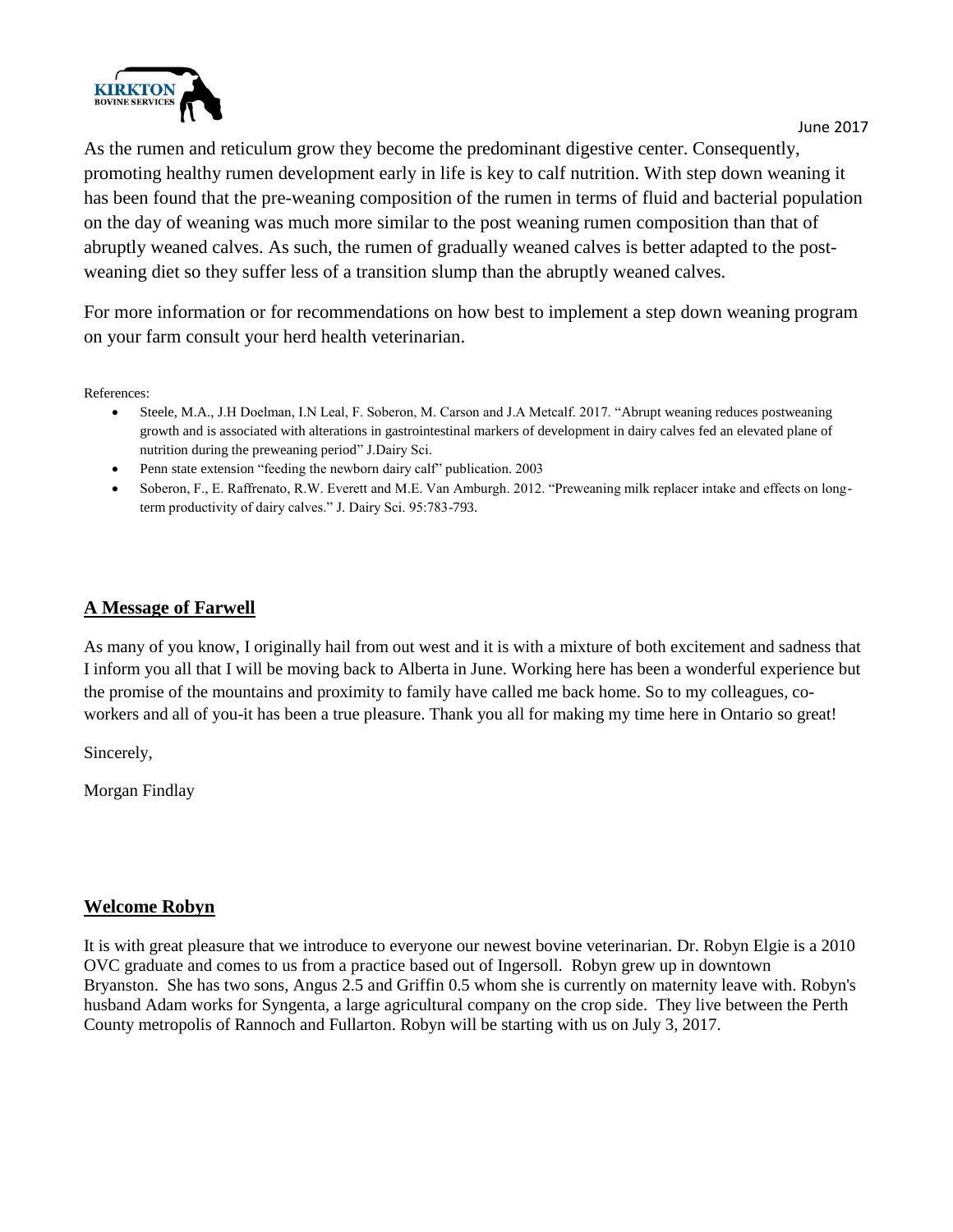As the rumen and reticulum grow they become the predominant digestive center. Consequently, promoting healthy rumen development early in life is key to calf nutrition. With step down weaning it has been found that the pre-weaning composition of the rumen in terms of fluid and bacterial population on the day of weaning was much more similar to the post weaning rumen composition than that of abruptly weaned calves. As such, the rumen of gradually weaned calves is better adapted to the post-weaning diet so they suffer less of a transition slump than the abruptly weaned calves.

For more information or for recommendations on how best to implement a step down weaning program on your farm consult your herd health veterinarian.

References:

- Steele, M.A., J.H Doelman, I.N Leal, F. Soberon, M. Carson and J.A Metcalf. 2017. "Abrupt weaning reduces postweaning growth and is associated with alterations in gastrointestinal markers of development in dairy calves fed an elevated plane of nutrition during the preweaning period" J.Dairy Sci.
- Penn state extension "feeding the newborn dairy calf" publication. 2003
- Soberon, F., E. Raffrenato, R.W. Everett and M.E. Van Amburgh. 2012. "Preweaning milk replacer intake and effects on long-term productivity of dairy calves." J. Dairy Sci. 95:783-793.

## A Message of Farwell

As many of you know, I originally hail from out west and it is with a mixture of both excitement and sadness that I inform you all that I will be moving back to Alberta in June. Working here has been a wonderful experience but the promise of the mountains and proximity to family have called me back home. So to my colleagues, co-workers and all of you-it has been a true pleasure. Thank you all for making my time here in Ontario so great!

Sincerely,

Morgan Findlay

## Welcome Robyn

It is with great pleasure that we introduce to everyone our newest bovine veterinarian. Dr. Robyn Elgie is a 2010 OVC graduate and comes to us from a practice based out of Ingersoll. Robyn grew up in downtown Bryanston. She has two sons, Angus 2.5 and Griffin 0.5 whom she is currently on maternity leave with. Robyn's husband Adam works for Syngenta, a large agricultural company on the crop side. They live between the Perth County metropolis of Rannoch and Fullarton. Robyn will be starting with us on July 3, 2017.